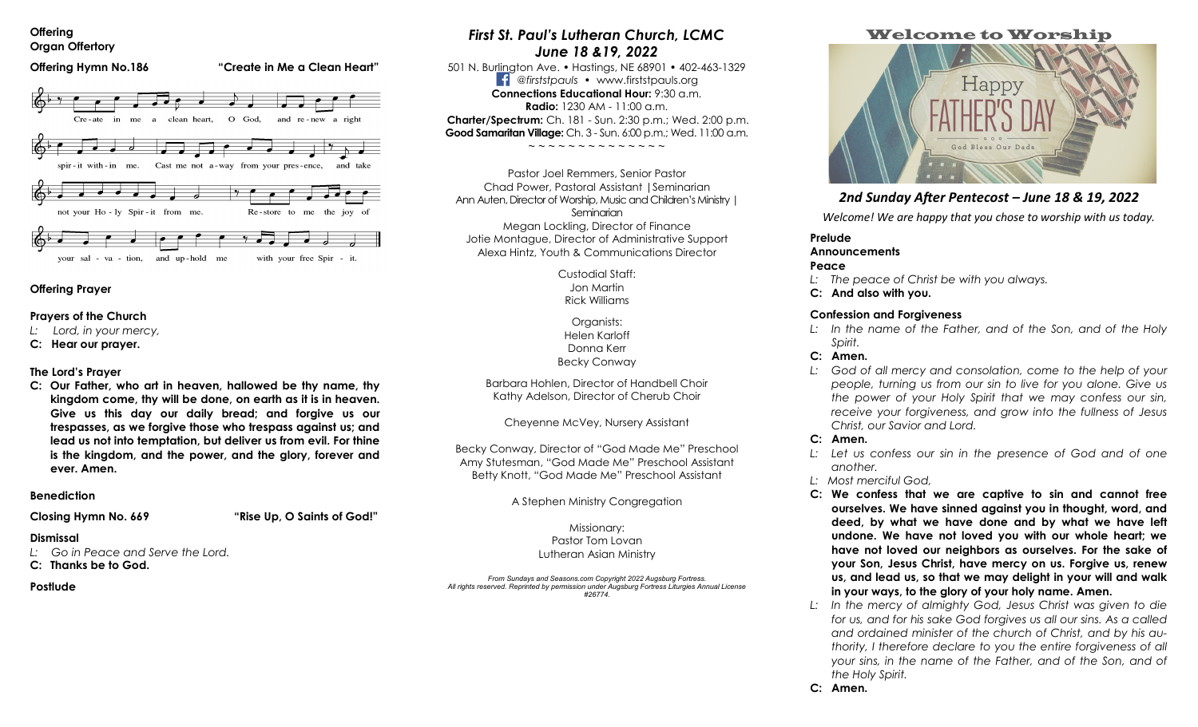**Offering**

**Organ Offertory**

**Offering Hymn No.186** **"Create in Me a Clean Heart"**

Cre-ate in me a clean heart, O God, and re-new a right spir-it with-in me. Cast me not a-way from your pres-ence, and take not your Ho-ly Spir-it from me. Re-store to me the joy of your sal-va-tion, and up-hold me with your free Spir-it.

**Offering Prayer**

**Prayers of the Church**

*L: Lord, in your mercy,*

**C: Hear our prayer.**

**The Lord's Prayer**

**C: Our Father, who art in heaven, hallowed be thy name, thy kingdom come, thy will be done, on earth as it is in heaven. Give us this day our daily bread; and forgive us our trespasses, as we forgive those who trespass against us; and lead us not into temptation, but deliver us from evil. For thine is the kingdom, and the power, and the glory, forever and ever. Amen.**

**Benediction**

**Closing Hymn No. 669** **"Rise Up, O Saints of God!"**

**Dismissal**

*L: Go in Peace and Serve the Lord.*

**C: Thanks be to God.**

**Postlude**

# *First St. Paul's Lutheran Church, LCMC*

## *June 18 &19, 2022*

501 N. Burlington Ave. • Hastings, NE 68901 • 402-463-1329

*@firststpauls* • www.firststpauls.org

**Connections Educational Hour:** 9:30 a.m.

**Radio:** 1230 AM - 11:00 a.m.

**Charter/Spectrum:** Ch. 181 - Sun. 2:30 p.m.; Wed. 2:00 p.m.

**Good Samaritan Village:** Ch. 3 - Sun. 6:00 p.m.; Wed. 11:00 a.m.

~ ~ ~ ~ ~ ~ ~ ~ ~ ~ ~ ~ ~ ~

Pastor Joel Remmers, Senior Pastor

Chad Power, Pastoral Assistant |Seminarian

Ann Auten, Director of Worship, Music and Children's Ministry | Seminarian

Megan Lockling, Director of Finance

Jotie Montague, Director of Administrative Support

Alexa Hintz, Youth & Communications Director

Custodial Staff:

Jon Martin

Rick Williams

Organists:

Helen Karloff

Donna Kerr

Becky Conway

Barbara Hohlen, Director of Handbell Choir

Kathy Adelson, Director of Cherub Choir

Cheyenne McVey, Nursery Assistant

Becky Conway, Director of "God Made Me" Preschool

Amy Stutesman, "God Made Me" Preschool Assistant

Betty Knott, "God Made Me" Preschool Assistant

A Stephen Ministry Congregation

Missionary:

Pastor Tom Lovan

Lutheran Asian Ministry

*From Sundays and Seasons.com Copyright 2022 Augsburg Fortress. All rights reserved. Reprinted by permission under Augsburg Fortress Liturgies Annual License #26774.*

# Welcome to Worship

Happy FATHER'S DAY — God Bless Our Dads

## *2nd Sunday After Pentecost – June 18 & 19, 2022*

*Welcome! We are happy that you chose to worship with us today.*

**Prelude**

**Announcements**

**Peace**

*L: The peace of Christ be with you always.*

**C: And also with you.**

**Confession and Forgiveness**

*L: In the name of the Father, and of the Son, and of the Holy Spirit.*

**C: Amen.**

*L: God of all mercy and consolation, come to the help of your people, turning us from our sin to live for you alone. Give us the power of your Holy Spirit that we may confess our sin, receive your forgiveness, and grow into the fullness of Jesus Christ, our Savior and Lord.*

**C: Amen.**

*L: Let us confess our sin in the presence of God and of one another.*

*L: Most merciful God,*

**C: We confess that we are captive to sin and cannot free ourselves. We have sinned against you in thought, word, and deed, by what we have done and by what we have left undone. We have not loved you with our whole heart; we have not loved our neighbors as ourselves. For the sake of your Son, Jesus Christ, have mercy on us. Forgive us, renew us, and lead us, so that we may delight in your will and walk in your ways, to the glory of your holy name. Amen.**

*L: In the mercy of almighty God, Jesus Christ was given to die for us, and for his sake God forgives us all our sins. As a called and ordained minister of the church of Christ, and by his authority, I therefore declare to you the entire forgiveness of all your sins, in the name of the Father, and of the Son, and of the Holy Spirit.*

**C: Amen.**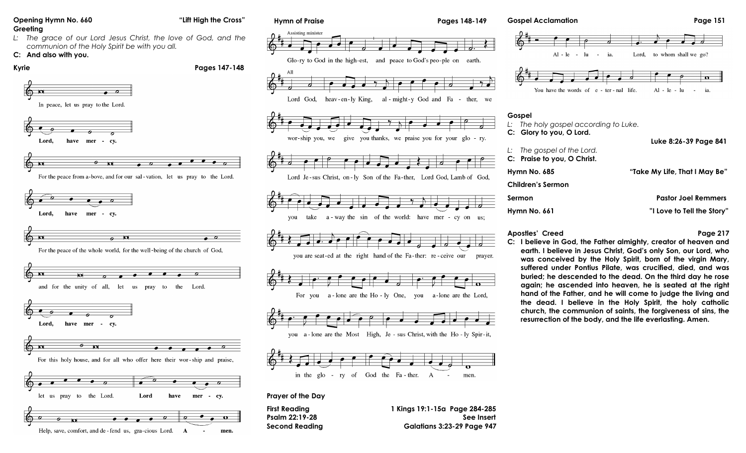**Opening Hymn No. 660** "Lift High the Cross"

**Greeting**

*L: The grace of our Lord Jesus Christ, the love of God, and the communion of the Holy Spirit be with you all.*

**C: And also with you.**

**Kyrie** **Pages 147-148**

In peace, let us pray to the Lord.

**Lord, have mer - cy.**

For the peace from a-bove, and for our sal-vation, let us pray to the Lord.

**Lord, have mer - cy.**

For the peace of the whole world, for the well-being of the church of God,

and for the unity of all, let us pray to the Lord.

**Lord, have mer - cy.**

For this holy house, and for all who offer here their wor-ship and praise,

let us pray to the Lord. **Lord have mer - cy.**

Help, save, comfort, and de-fend us, gra-cious Lord. **A - men.**

**Hymn of Praise** **Pages 148-149**

Assisting minister

Glo-ry to God in the high-est, and peace to God's peo-ple on earth.

All

Lord God, heav-en-ly King, al-might-y God and Fa - ther, we

wor-ship you, we give you thanks, we praise you for your glo - ry.

Lord Je-sus Christ, on-ly Son of the Fa-ther, Lord God, Lamb of God,

you take a-way the sin of the world: have mer - cy on us;

you are seat-ed at the right hand of the Fa-ther: re-ceive our prayer.

For you a-lone are the Ho - ly One, you a-lone are the Lord,

you a-lone are the Most High, Je - sus Christ, with the Ho - ly Spir-it,

in the glo - ry of God the Fa-ther. A - men.

**Prayer of the Day**

**First Reading** **1 Kings 19:1-15a Page 284-285**

**Psalm 22:19-28** **See Insert**

**Second Reading** **Galatians 3:23-29 Page 947**

**Gospel Acclamation** **Page 151**

Al - le - lu - ia. Lord, to whom shall we go?

You have the words of e - ter - nal life. Al - le - lu - ia.

**Gospel**

*L: The holy gospel according to Luke.*

**C: Glory to you, O Lord.**

**Luke 8:26-39 Page 841**

*L: The gospel of the Lord.*

**C: Praise to you, O Christ.**

**Hymn No. 685** **"Take My Life, That I May Be"**

**Children's Sermon**

**Sermon** **Pastor Joel Remmers**

**Hymn No. 661** **"I Love to Tell the Story"**

**Apostles' Creed** **Page 217**

**C: I believe in God, the Father almighty, creator of heaven and earth. I believe in Jesus Christ, God's only Son, our Lord, who was conceived by the Holy Spirit, born of the virgin Mary, suffered under Pontius Pilate, was crucified, died, and was buried; he descended to the dead. On the third day he rose again; he ascended into heaven, he is seated at the right hand of the Father, and he will come to judge the living and the dead. I believe in the Holy Spirit, the holy catholic church, the communion of saints, the forgiveness of sins, the resurrection of the body, and the life everlasting. Amen.**